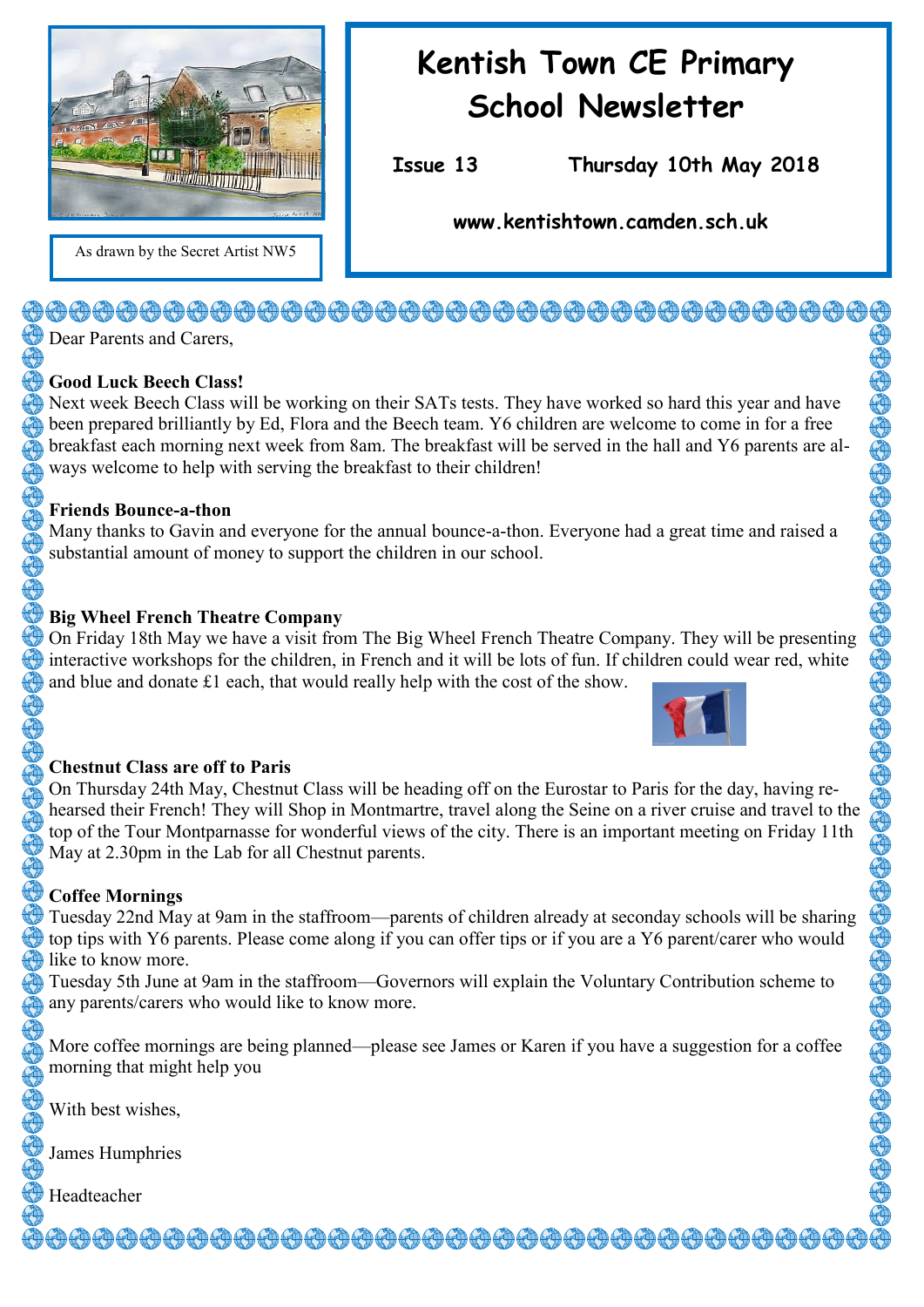As drawn by the Secret Artist NW5

# Kentish Town CE Primary School Newsletter

**Issue 13** **Thursday 10th May 2018**

**www.kentishtown.camden.sch.uk**

Dear Parents and Carers,

**Good Luck Beech Class!**

Next week Beech Class will be working on their SATs tests. They have worked so hard this year and have been prepared brilliantly by Ed, Flora and the Beech team. Y6 children are welcome to come in for a free breakfast each morning next week from 8am. The breakfast will be served in the hall and Y6 parents are always welcome to help with serving the breakfast to their children!

**Friends Bounce-a-thon**

Many thanks to Gavin and everyone for the annual bounce-a-thon. Everyone had a great time and raised a substantial amount of money to support the children in our school.

**Big Wheel French Theatre Company**

On Friday 18th May we have a visit from The Big Wheel French Theatre Company. They will be presenting interactive workshops for the children, in French and it will be lots of fun. If children could wear red, white and blue and donate £1 each, that would really help with the cost of the show.

**Chestnut Class are off to Paris**

On Thursday 24th May, Chestnut Class will be heading off on the Eurostar to Paris for the day, having rehearsed their French! They will Shop in Montmartre, travel along the Seine on a river cruise and travel to the top of the Tour Montparnasse for wonderful views of the city. There is an important meeting on Friday 11th May at 2.30pm in the Lab for all Chestnut parents.

**Coffee Mornings**

Tuesday 22nd May at 9am in the staffroom—parents of children already at seconday schools will be sharing top tips with Y6 parents. Please come along if you can offer tips or if you are a Y6 parent/carer who would like to know more.

Tuesday 5th June at 9am in the staffroom—Governors will explain the Voluntary Contribution scheme to any parents/carers who would like to know more.

More coffee mornings are being planned—please see James or Karen if you have a suggestion for a coffee morning that might help you

With best wishes,

James Humphries

Headteacher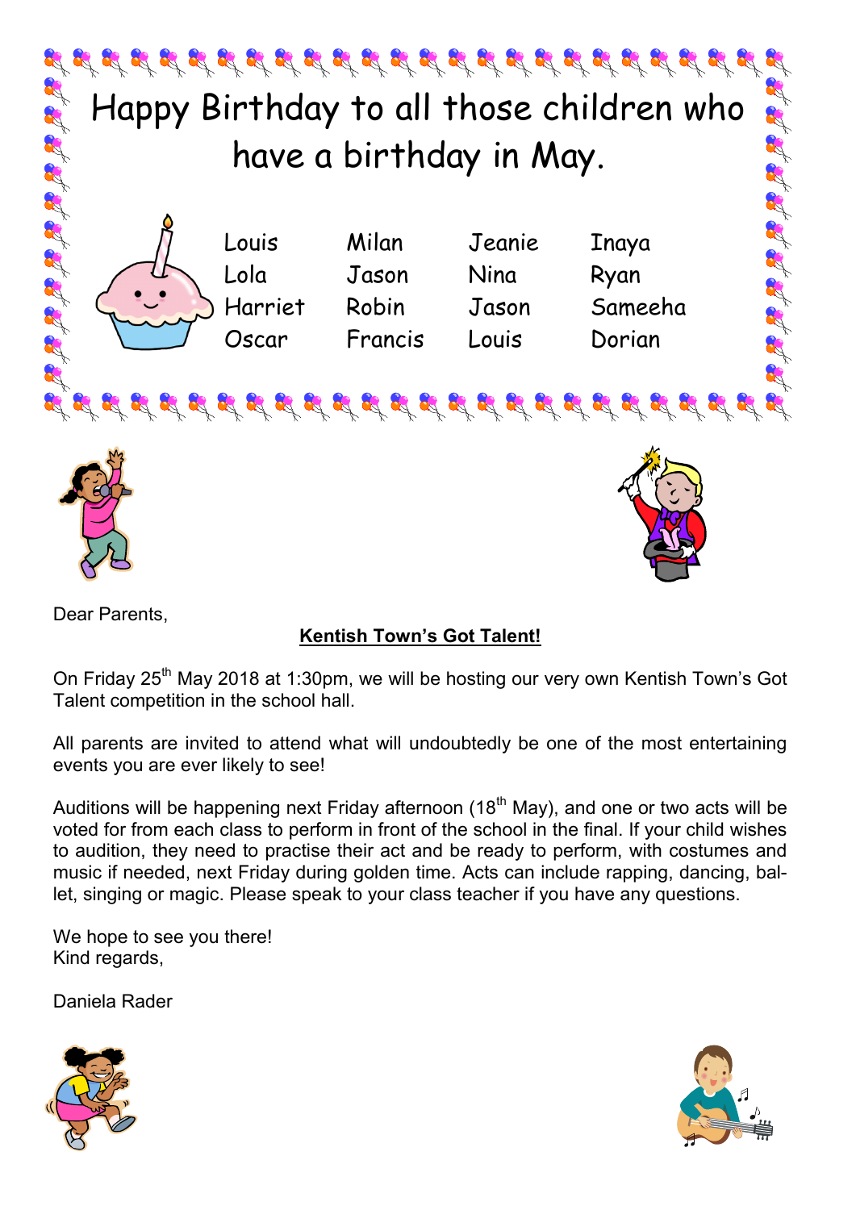# Happy Birthday to all those children who have a birthday in May.

| | | | |
|---|---|---|---|
| Louis | Milan | Jeanie | Inaya |
| Lola | Jason | Nina | Ryan |
| Harriet | Robin | Jason | Sameeha |
| Oscar | Francis | Louis | Dorian |

Dear Parents,

**Kentish Town's Got Talent!**

On Friday 25th May 2018 at 1:30pm, we will be hosting our very own Kentish Town's Got Talent competition in the school hall.

All parents are invited to attend what will undoubtedly be one of the most entertaining events you are ever likely to see!

Auditions will be happening next Friday afternoon (18th May), and one or two acts will be voted for from each class to perform in front of the school in the final. If your child wishes to audition, they need to practise their act and be ready to perform, with costumes and music if needed, next Friday during golden time. Acts can include rapping, dancing, ballet, singing or magic. Please speak to your class teacher if you have any questions.

We hope to see you there!
Kind regards,

Daniela Rader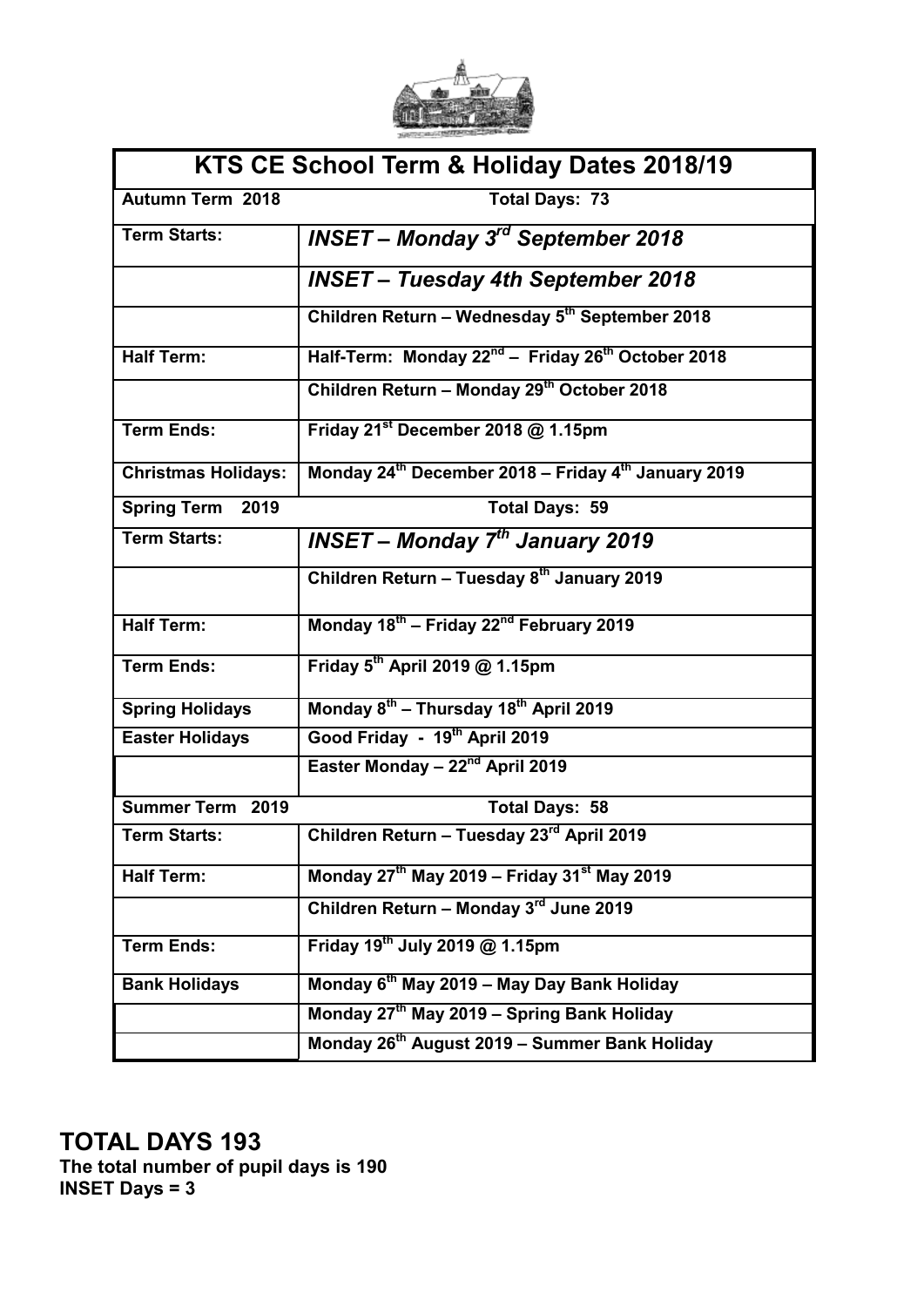| KTS CE School Term & Holiday Dates 2018/19 | |
|---|---|
| **Autumn Term 2018** | **Total Days: 73** |
| **Term Starts:** | ***INSET – Monday 3rd September 2018*** |
| | ***INSET – Tuesday 4th September 2018*** |
| | **Children Return – Wednesday 5th September 2018** |
| **Half Term:** | **Half-Term: Monday 22nd – Friday 26th October 2018** |
| | **Children Return – Monday 29th October 2018** |
| **Term Ends:** | **Friday 21st December 2018 @ 1.15pm** |
| **Christmas Holidays:** | **Monday 24th December 2018 – Friday 4th January 2019** |
| **Spring Term 2019** | **Total Days: 59** |
| **Term Starts:** | ***INSET – Monday 7th January 2019*** |
| | **Children Return – Tuesday 8th January 2019** |
| **Half Term:** | **Monday 18th – Friday 22nd February 2019** |
| **Term Ends:** | **Friday 5th April 2019 @ 1.15pm** |
| **Spring Holidays** | **Monday 8th – Thursday 18th April 2019** |
| **Easter Holidays** | **Good Friday - 19th April 2019** |
| | **Easter Monday – 22nd April 2019** |
| **Summer Term 2019** | **Total Days: 58** |
| **Term Starts:** | **Children Return – Tuesday 23rd April 2019** |
| **Half Term:** | **Monday 27th May 2019 – Friday 31st May 2019** |
| | **Children Return – Monday 3rd June 2019** |
| **Term Ends:** | **Friday 19th July 2019 @ 1.15pm** |
| **Bank Holidays** | **Monday 6th May 2019 – May Day Bank Holiday** |
| | **Monday 27th May 2019 – Spring Bank Holiday** |
| | **Monday 26th August 2019 – Summer Bank Holiday** |

## TOTAL DAYS 193

**The total number of pupil days is 190**
**INSET Days = 3**